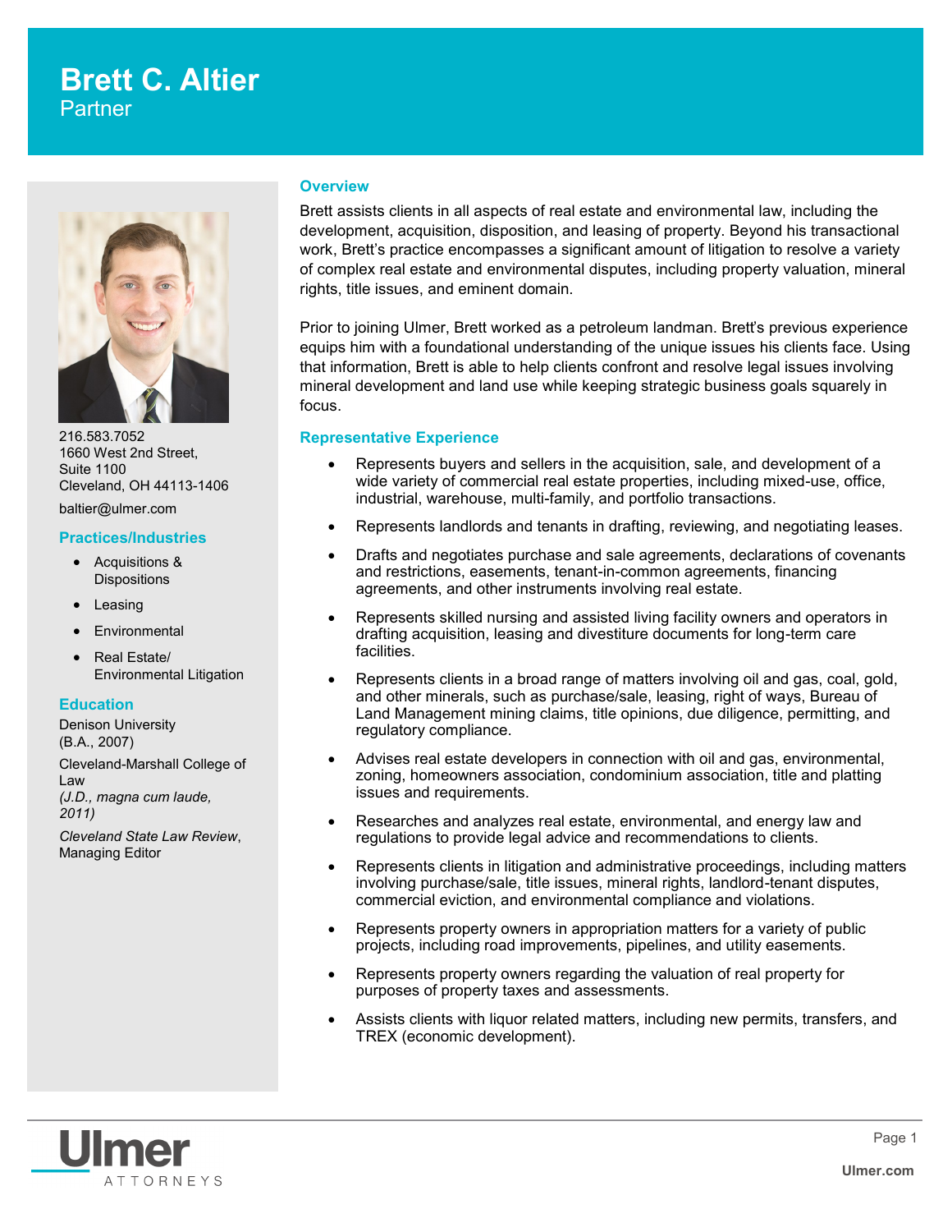# Brett C. Altier

Partner

216.583.7052
1660 West 2nd Street,
Suite 1100
Cleveland, OH 44113-1406

baltier@ulmer.com

## Practices/Industries

- Acquisitions & Dispositions
- Leasing
- Environmental
- Real Estate/ Environmental Litigation

## Education

Denison University
(B.A., 2007)

Cleveland-Marshall College of Law
*(J.D., magna cum laude, 2011)*

*Cleveland State Law Review*, Managing Editor

## Overview

Brett assists clients in all aspects of real estate and environmental law, including the development, acquisition, disposition, and leasing of property. Beyond his transactional work, Brett's practice encompasses a significant amount of litigation to resolve a variety of complex real estate and environmental disputes, including property valuation, mineral rights, title issues, and eminent domain.

Prior to joining Ulmer, Brett worked as a petroleum landman. Brett's previous experience equips him with a foundational understanding of the unique issues his clients face. Using that information, Brett is able to help clients confront and resolve legal issues involving mineral development and land use while keeping strategic business goals squarely in focus.

## Representative Experience

- Represents buyers and sellers in the acquisition, sale, and development of a wide variety of commercial real estate properties, including mixed-use, office, industrial, warehouse, multi-family, and portfolio transactions.
- Represents landlords and tenants in drafting, reviewing, and negotiating leases.
- Drafts and negotiates purchase and sale agreements, declarations of covenants and restrictions, easements, tenant-in-common agreements, financing agreements, and other instruments involving real estate.
- Represents skilled nursing and assisted living facility owners and operators in drafting acquisition, leasing and divestiture documents for long-term care facilities.
- Represents clients in a broad range of matters involving oil and gas, coal, gold, and other minerals, such as purchase/sale, leasing, right of ways, Bureau of Land Management mining claims, title opinions, due diligence, permitting, and regulatory compliance.
- Advises real estate developers in connection with oil and gas, environmental, zoning, homeowners association, condominium association, title and platting issues and requirements.
- Researches and analyzes real estate, environmental, and energy law and regulations to provide legal advice and recommendations to clients.
- Represents clients in litigation and administrative proceedings, including matters involving purchase/sale, title issues, mineral rights, landlord-tenant disputes, commercial eviction, and environmental compliance and violations.
- Represents property owners in appropriation matters for a variety of public projects, including road improvements, pipelines, and utility easements.
- Represents property owners regarding the valuation of real property for purposes of property taxes and assessments.
- Assists clients with liquor related matters, including new permits, transfers, and TREX (economic development).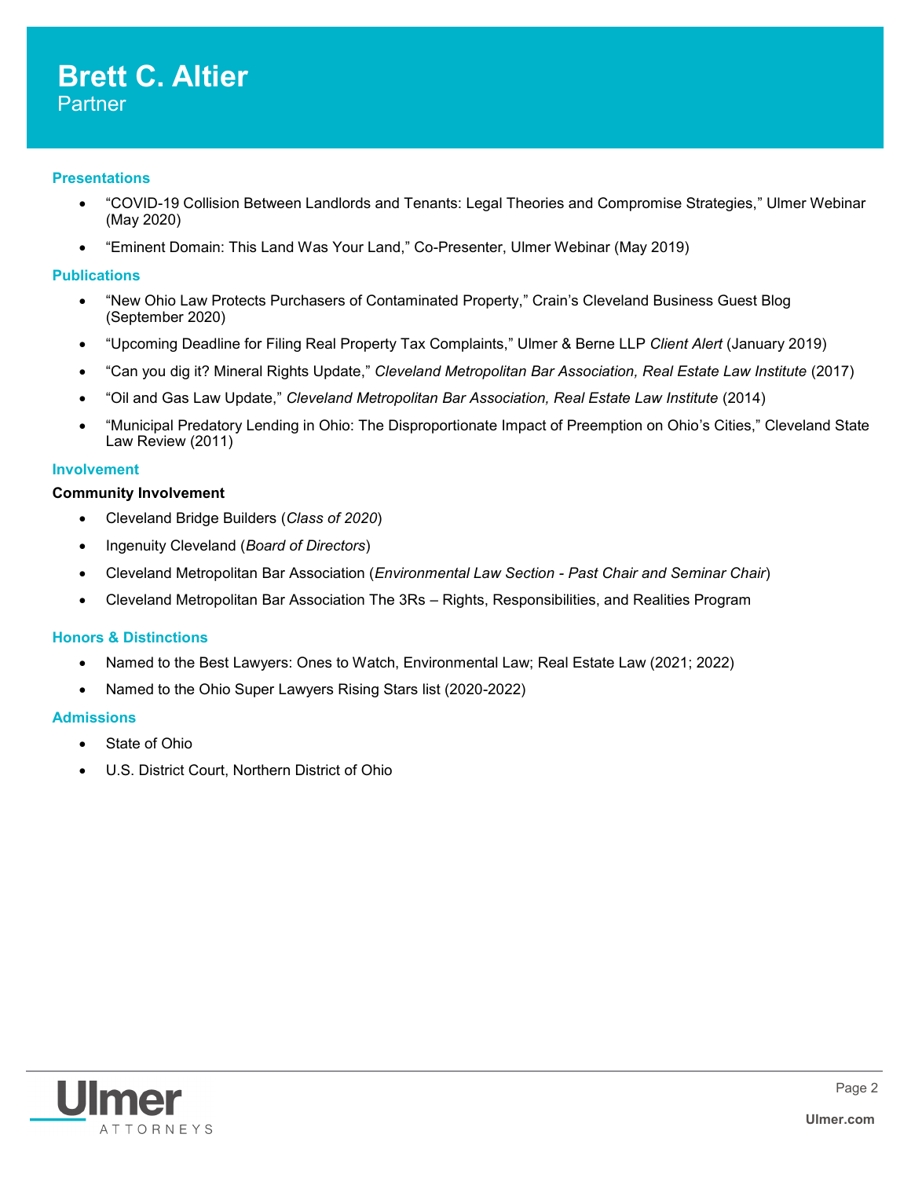# Brett C. Altier
Partner

## Presentations

- "COVID-19 Collision Between Landlords and Tenants: Legal Theories and Compromise Strategies," Ulmer Webinar (May 2020)
- "Eminent Domain: This Land Was Your Land," Co-Presenter, Ulmer Webinar (May 2019)

## Publications

- "New Ohio Law Protects Purchasers of Contaminated Property," Crain's Cleveland Business Guest Blog (September 2020)
- "Upcoming Deadline for Filing Real Property Tax Complaints," Ulmer & Berne LLP *Client Alert* (January 2019)
- "Can you dig it? Mineral Rights Update," *Cleveland Metropolitan Bar Association, Real Estate Law Institute* (2017)
- "Oil and Gas Law Update," *Cleveland Metropolitan Bar Association, Real Estate Law Institute* (2014)
- "Municipal Predatory Lending in Ohio: The Disproportionate Impact of Preemption on Ohio's Cities," Cleveland State Law Review (2011)

## Involvement

**Community Involvement**

- Cleveland Bridge Builders (*Class of 2020*)
- Ingenuity Cleveland (*Board of Directors*)
- Cleveland Metropolitan Bar Association (*Environmental Law Section - Past Chair and Seminar Chair*)
- Cleveland Metropolitan Bar Association The 3Rs – Rights, Responsibilities, and Realities Program

## Honors & Distinctions

- Named to the Best Lawyers: Ones to Watch, Environmental Law; Real Estate Law (2021; 2022)
- Named to the Ohio Super Lawyers Rising Stars list (2020-2022)

## Admissions

- State of Ohio
- U.S. District Court, Northern District of Ohio